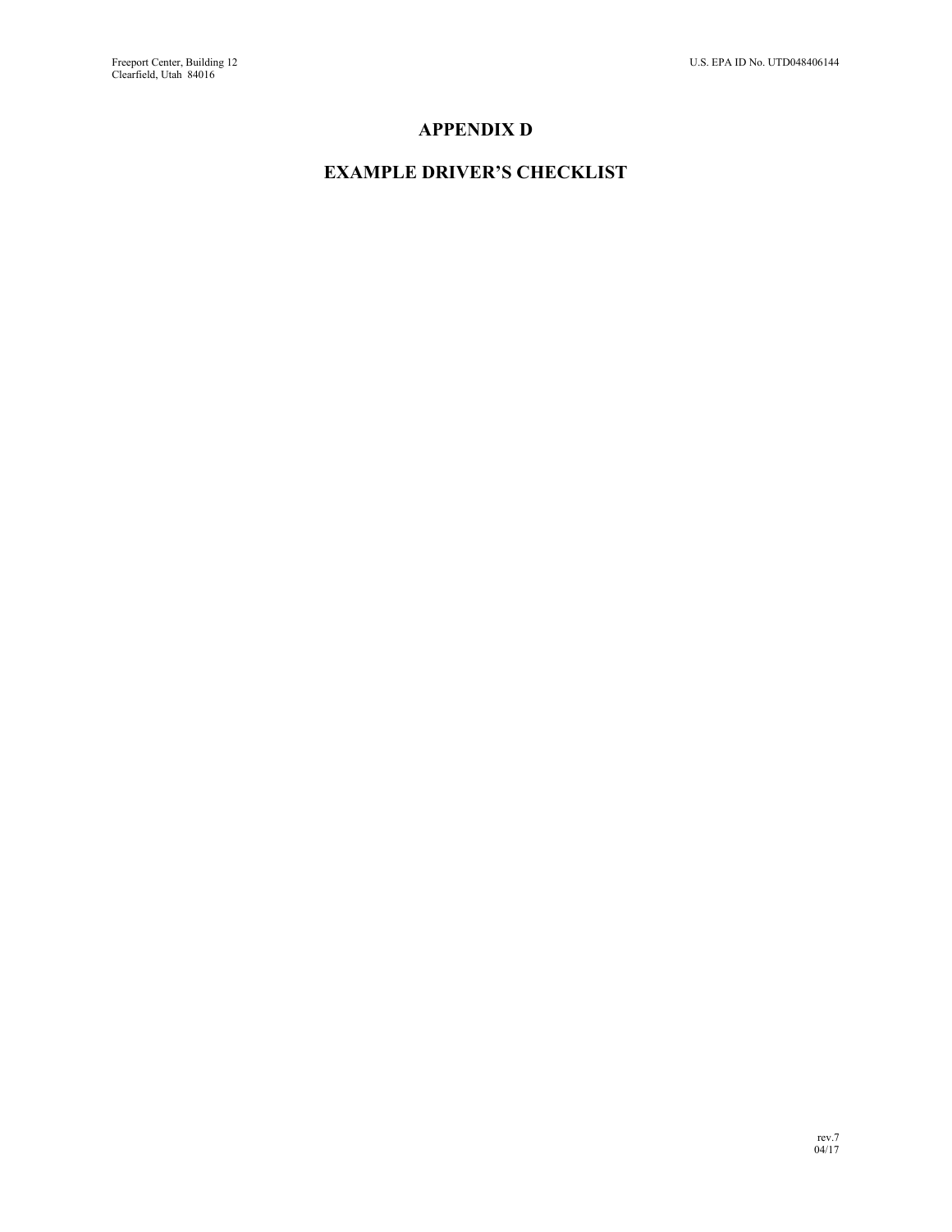# APPENDIX D

# EXAMPLE DRIVER'S CHECKLIST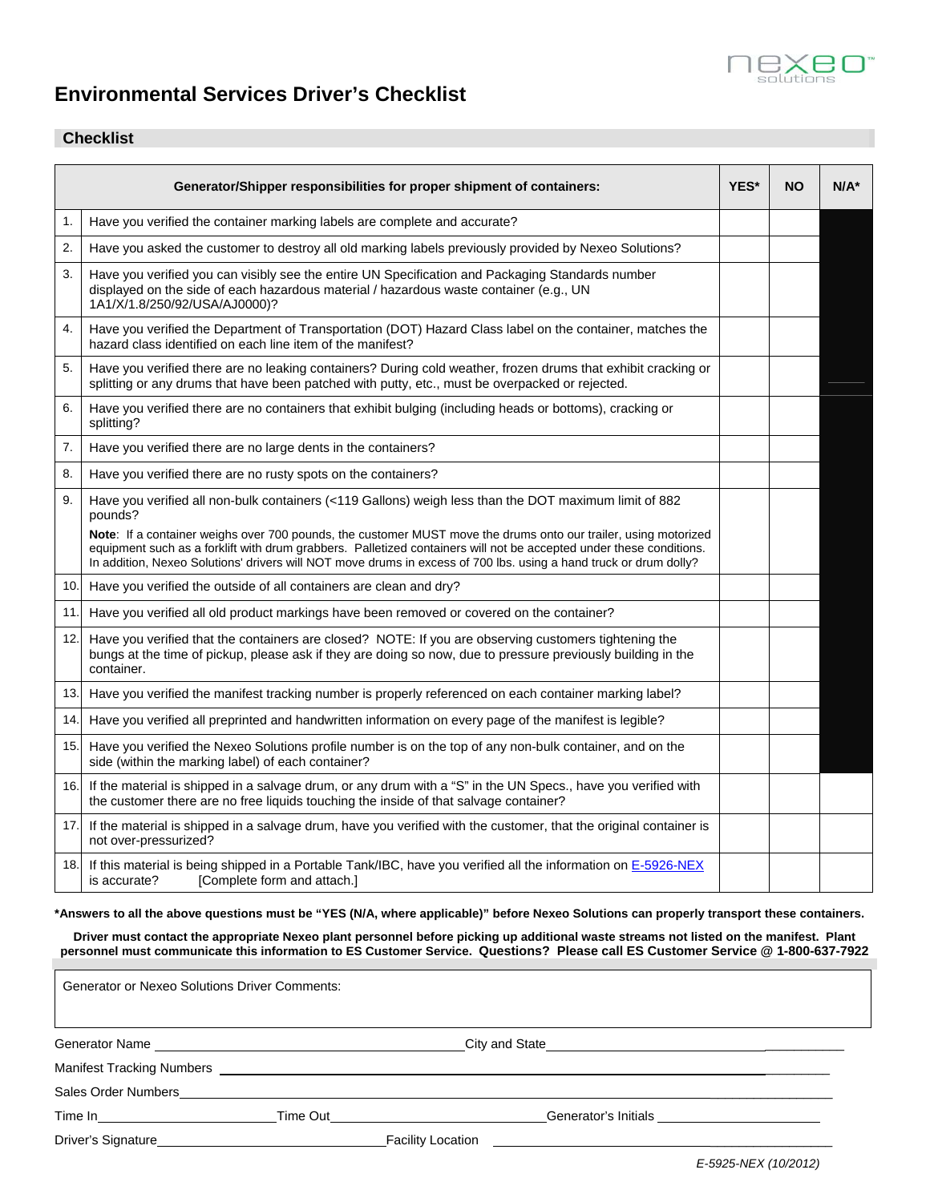# Environmental Services Driver's Checklist

## Checklist

| | Generator/Shipper responsibilities for proper shipment of containers: | YES* | NO | N/A* |
|---|---|---|---|---|
| 1. | Have you verified the container marking labels are complete and accurate? | | | |
| 2. | Have you asked the customer to destroy all old marking labels previously provided by Nexeo Solutions? | | | |
| 3. | Have you verified you can visibly see the entire UN Specification and Packaging Standards number displayed on the side of each hazardous material / hazardous waste container (e.g., UN 1A1/X/1.8/250/92/USA/AJ0000)? | | | |
| 4. | Have you verified the Department of Transportation (DOT) Hazard Class label on the container, matches the hazard class identified on each line item of the manifest? | | | |
| 5. | Have you verified there are no leaking containers? During cold weather, frozen drums that exhibit cracking or splitting or any drums that have been patched with putty, etc., must be overpacked or rejected. | | | |
| 6. | Have you verified there are no containers that exhibit bulging (including heads or bottoms), cracking or splitting? | | | |
| 7. | Have you verified there are no large dents in the containers? | | | |
| 8. | Have you verified there are no rusty spots on the containers? | | | |
| 9. | Have you verified all non-bulk containers (<119 Gallons) weigh less than the DOT maximum limit of 882 pounds? **Note**: If a container weighs over 700 pounds, the customer MUST move the drums onto our trailer, using motorized equipment such as a forklift with drum grabbers. Palletized containers will not be accepted under these conditions. In addition, Nexeo Solutions' drivers will NOT move drums in excess of 700 lbs. using a hand truck or drum dolly? | | | |
| 10. | Have you verified the outside of all containers are clean and dry? | | | |
| 11. | Have you verified all old product markings have been removed or covered on the container? | | | |
| 12. | Have you verified that the containers are closed? NOTE: If you are observing customers tightening the bungs at the time of pickup, please ask if they are doing so now, due to pressure previously building in the container. | | | |
| 13. | Have you verified the manifest tracking number is properly referenced on each container marking label? | | | |
| 14. | Have you verified all preprinted and handwritten information on every page of the manifest is legible? | | | |
| 15. | Have you verified the Nexeo Solutions profile number is on the top of any non-bulk container, and on the side (within the marking label) of each container? | | | |
| 16. | If the material is shipped in a salvage drum, or any drum with a "S" in the UN Specs., have you verified with the customer there are no free liquids touching the inside of that salvage container? | | | |
| 17. | If the material is shipped in a salvage drum, have you verified with the customer, that the original container is not over-pressurized? | | | |
| 18. | If this material is being shipped in a Portable Tank/IBC, have you verified all the information on E-5926-NEX is accurate? [Complete form and attach.] | | | |

**\*Answers to all the above questions must be "YES (N/A, where applicable)" before Nexeo Solutions can properly transport these containers.**

**Driver must contact the appropriate Nexeo plant personnel before picking up additional waste streams not listed on the manifest. Plant personnel must communicate this information to ES Customer Service. Questions? Please call ES Customer Service @ 1-800-637-7922**

Generator or Nexeo Solutions Driver Comments:

Generator Name ____________________ City and State ____________________

Manifest Tracking Numbers ____________________

Sales Order Numbers ____________________

Time In ____________ Time Out ____________ Generator's Initials ____________

Driver's Signature ____________________ Facility Location ____________________

*E-5925-NEX (10/2012)*